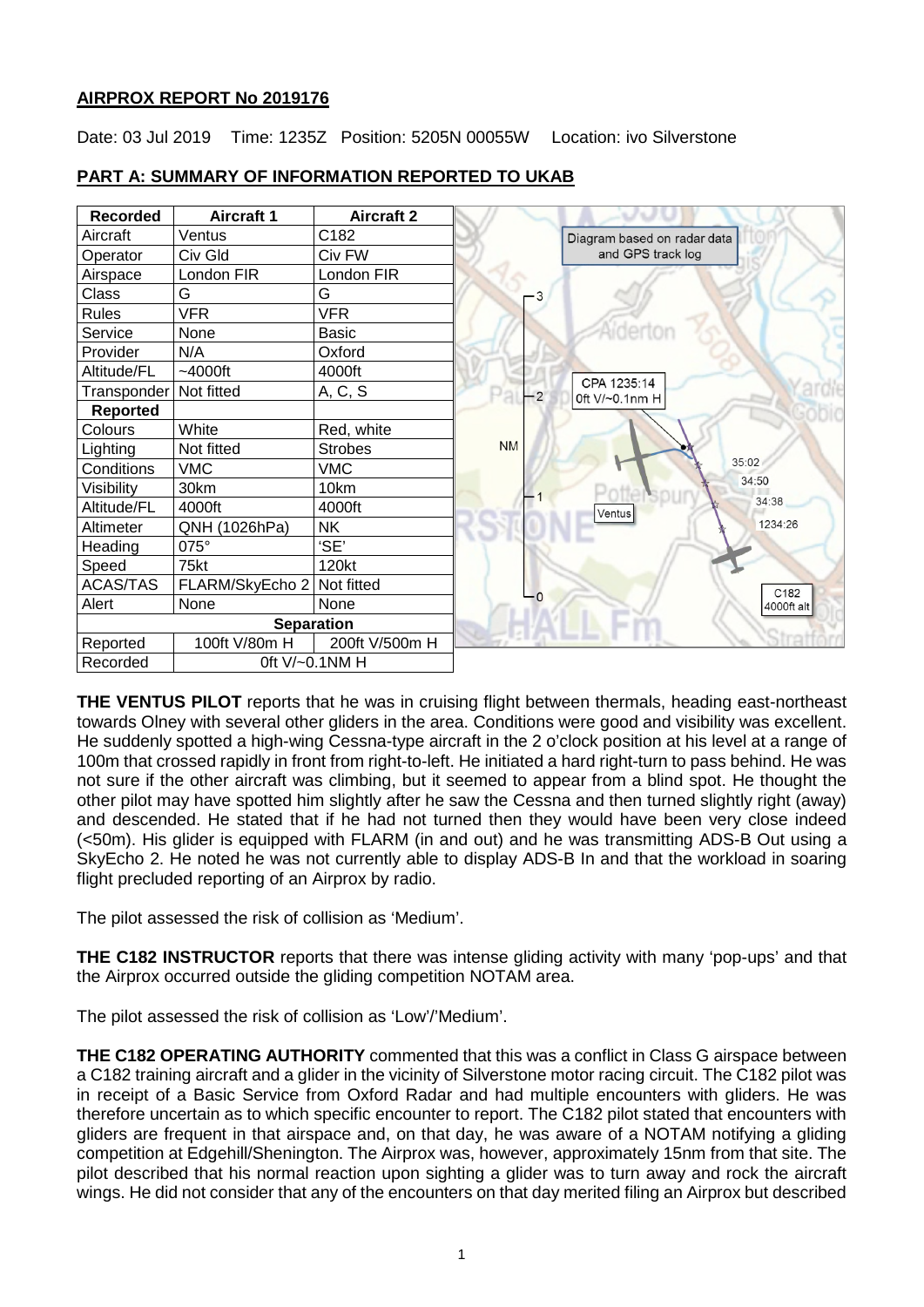## AIRPROX REPORT No 2019176

Date: 03 Jul 2019 Time: 1235Z Position: 5205N 00055W Location: ivo Silverstone

### PART A: SUMMARY OF INFORMATION REPORTED TO UKAB

| Recorded | Aircraft 1 | Aircraft 2 |
|---|---|---|
| Aircraft | Ventus | C182 |
| Operator | Civ Gld | Civ FW |
| Airspace | London FIR | London FIR |
| Class | G | G |
| Rules | VFR | VFR |
| Service | None | Basic |
| Provider | N/A | Oxford |
| Altitude/FL | ~4000ft | 4000ft |
| Transponder | Not fitted | A, C, S |
| **Reported** | | |
| Colours | White | Red, white |
| Lighting | Not fitted | Strobes |
| Conditions | VMC | VMC |
| Visibility | 30km | 10km |
| Altitude/FL | 4000ft | 4000ft |
| Altimeter | QNH (1026hPa) | NK |
| Heading | 075° | 'SE' |
| Speed | 75kt | 120kt |
| ACAS/TAS | FLARM/SkyEcho 2 | Not fitted |
| Alert | None | None |
| **Separation** | | |
| Reported | 100ft V/80m H | 200ft V/500m H |
| Recorded | 0ft V/~0.1NM H | |

Diagram based on radar data and GPS track log

CPA 1235:14 0ft V/~0.1nm H

**THE VENTUS PILOT** reports that he was in cruising flight between thermals, heading east-northeast towards Olney with several other gliders in the area. Conditions were good and visibility was excellent. He suddenly spotted a high-wing Cessna-type aircraft in the 2 o'clock position at his level at a range of 100m that crossed rapidly in front from right-to-left. He initiated a hard right-turn to pass behind. He was not sure if the other aircraft was climbing, but it seemed to appear from a blind spot. He thought the other pilot may have spotted him slightly after he saw the Cessna and then turned slightly right (away) and descended. He stated that if he had not turned then they would have been very close indeed (<50m). His glider is equipped with FLARM (in and out) and he was transmitting ADS-B Out using a SkyEcho 2. He noted he was not currently able to display ADS-B In and that the workload in soaring flight precluded reporting of an Airprox by radio.

The pilot assessed the risk of collision as 'Medium'.

**THE C182 INSTRUCTOR** reports that there was intense gliding activity with many 'pop-ups' and that the Airprox occurred outside the gliding competition NOTAM area.

The pilot assessed the risk of collision as 'Low'/'Medium'.

**THE C182 OPERATING AUTHORITY** commented that this was a conflict in Class G airspace between a C182 training aircraft and a glider in the vicinity of Silverstone motor racing circuit. The C182 pilot was in receipt of a Basic Service from Oxford Radar and had multiple encounters with gliders. He was therefore uncertain as to which specific encounter to report. The C182 pilot stated that encounters with gliders are frequent in that airspace and, on that day, he was aware of a NOTAM notifying a gliding competition at Edgehill/Shenington. The Airprox was, however, approximately 15nm from that site. The pilot described that his normal reaction upon sighting a glider was to turn away and rock the aircraft wings. He did not consider that any of the encounters on that day merited filing an Airprox but described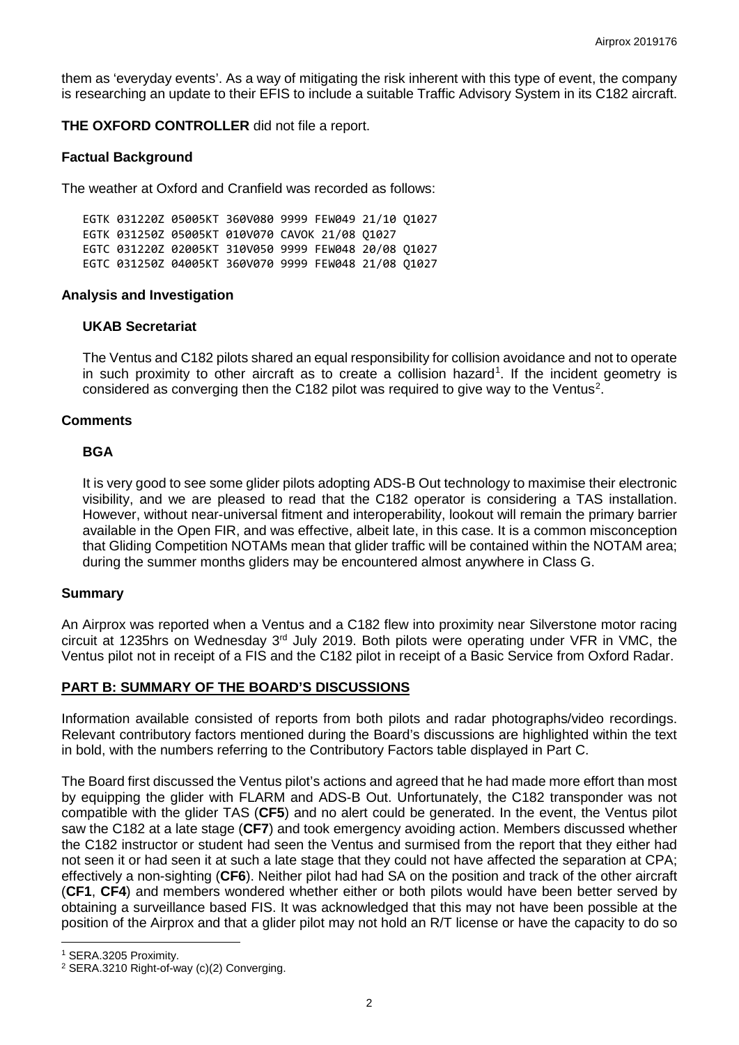them as 'everyday events'. As a way of mitigating the risk inherent with this type of event, the company is researching an update to their EFIS to include a suitable Traffic Advisory System in its C182 aircraft.

**THE OXFORD CONTROLLER** did not file a report.

### Factual Background

The weather at Oxford and Cranfield was recorded as follows:

```
EGTK 031220Z 05005KT 360V080 9999 FEW049 21/10 Q1027
EGTK 031250Z 05005KT 010V070 CAVOK 21/08 Q1027
EGTC 031220Z 02005KT 310V050 9999 FEW048 20/08 Q1027
EGTC 031250Z 04005KT 360V070 9999 FEW048 21/08 Q1027
```

### Analysis and Investigation

#### UKAB Secretariat

The Ventus and C182 pilots shared an equal responsibility for collision avoidance and not to operate in such proximity to other aircraft as to create a collision hazard[1]. If the incident geometry is considered as converging then the C182 pilot was required to give way to the Ventus[2].

### Comments

#### BGA

It is very good to see some glider pilots adopting ADS-B Out technology to maximise their electronic visibility, and we are pleased to read that the C182 operator is considering a TAS installation. However, without near-universal fitment and interoperability, lookout will remain the primary barrier available in the Open FIR, and was effective, albeit late, in this case. It is a common misconception that Gliding Competition NOTAMs mean that glider traffic will be contained within the NOTAM area; during the summer months gliders may be encountered almost anywhere in Class G.

### Summary

An Airprox was reported when a Ventus and a C182 flew into proximity near Silverstone motor racing circuit at 1235hrs on Wednesday 3rd July 2019. Both pilots were operating under VFR in VMC, the Ventus pilot not in receipt of a FIS and the C182 pilot in receipt of a Basic Service from Oxford Radar.

## PART B: SUMMARY OF THE BOARD'S DISCUSSIONS

Information available consisted of reports from both pilots and radar photographs/video recordings. Relevant contributory factors mentioned during the Board's discussions are highlighted within the text in bold, with the numbers referring to the Contributory Factors table displayed in Part C.

The Board first discussed the Ventus pilot's actions and agreed that he had made more effort than most by equipping the glider with FLARM and ADS-B Out. Unfortunately, the C182 transponder was not compatible with the glider TAS (**CF5**) and no alert could be generated. In the event, the Ventus pilot saw the C182 at a late stage (**CF7**) and took emergency avoiding action. Members discussed whether the C182 instructor or student had seen the Ventus and surmised from the report that they either had not seen it or had seen it at such a late stage that they could not have affected the separation at CPA; effectively a non-sighting (**CF6**). Neither pilot had had SA on the position and track of the other aircraft (**CF1**, **CF4**) and members wondered whether either or both pilots would have been better served by obtaining a surveillance based FIS. It was acknowledged that this may not have been possible at the position of the Airprox and that a glider pilot may not hold an R/T license or have the capacity to do so

---

[1] SERA.3205 Proximity.

[2] SERA.3210 Right-of-way (c)(2) Converging.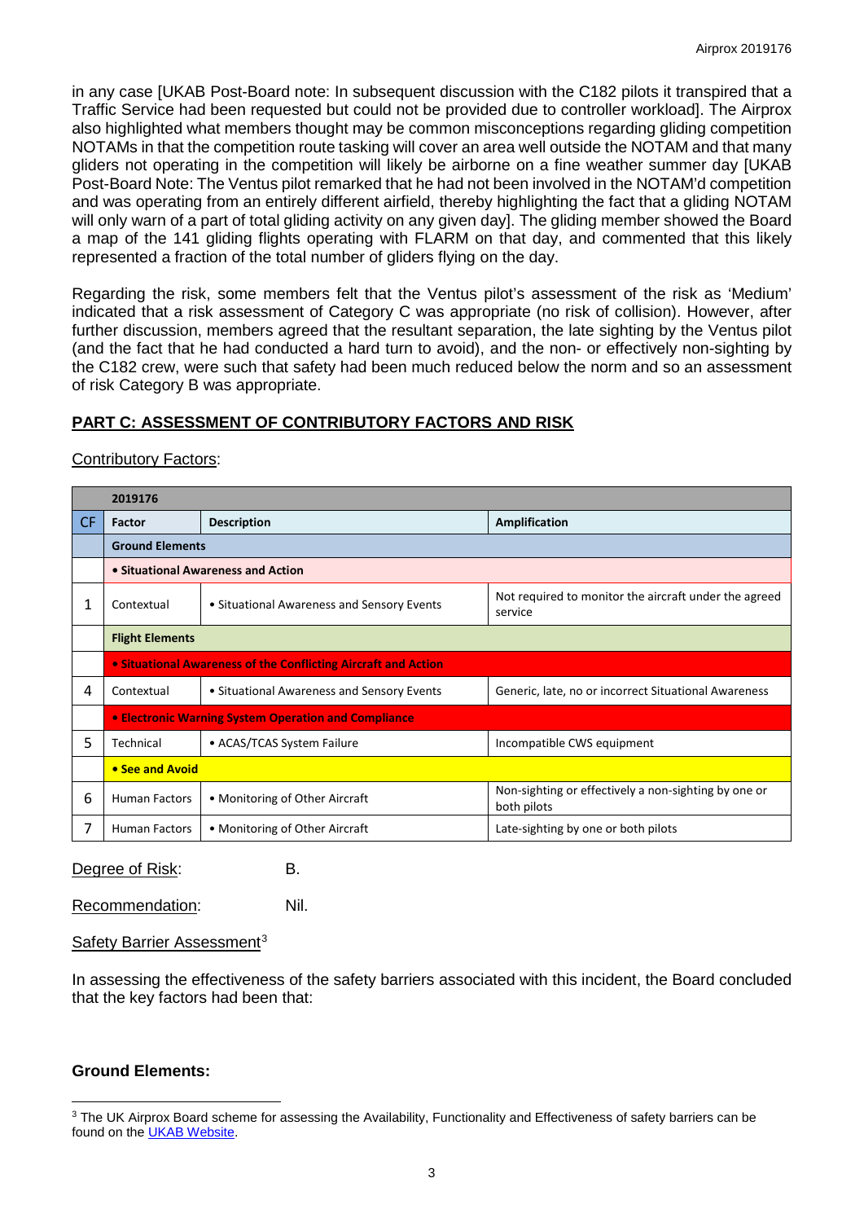in any case [UKAB Post-Board note: In subsequent discussion with the C182 pilots it transpired that a Traffic Service had been requested but could not be provided due to controller workload]. The Airprox also highlighted what members thought may be common misconceptions regarding gliding competition NOTAMs in that the competition route tasking will cover an area well outside the NOTAM and that many gliders not operating in the competition will likely be airborne on a fine weather summer day [UKAB Post-Board Note: The Ventus pilot remarked that he had not been involved in the NOTAM'd competition and was operating from an entirely different airfield, thereby highlighting the fact that a gliding NOTAM will only warn of a part of total gliding activity on any given day]. The gliding member showed the Board a map of the 141 gliding flights operating with FLARM on that day, and commented that this likely represented a fraction of the total number of gliders flying on the day.

Regarding the risk, some members felt that the Ventus pilot's assessment of the risk as 'Medium' indicated that a risk assessment of Category C was appropriate (no risk of collision). However, after further discussion, members agreed that the resultant separation, the late sighting by the Ventus pilot (and the fact that he had conducted a hard turn to avoid), and the non- or effectively non-sighting by the C182 crew, were such that safety had been much reduced below the norm and so an assessment of risk Category B was appropriate.

## PART C: ASSESSMENT OF CONTRIBUTORY FACTORS AND RISK

Contributory Factors:

| | 2019176 | | |
|---|---|---|---|
| CF | Factor | Description | Amplification |
| | **Ground Elements** | | |
| | **• Situational Awareness and Action** | | |
| 1 | Contextual | • Situational Awareness and Sensory Events | Not required to monitor the aircraft under the agreed service |
| | **Flight Elements** | | |
| | **• Situational Awareness of the Conflicting Aircraft and Action** | | |
| 4 | Contextual | • Situational Awareness and Sensory Events | Generic, late, no or incorrect Situational Awareness |
| | **• Electronic Warning System Operation and Compliance** | | |
| 5 | Technical | • ACAS/TCAS System Failure | Incompatible CWS equipment |
| | **• See and Avoid** | | |
| 6 | Human Factors | • Monitoring of Other Aircraft | Non-sighting or effectively a non-sighting by one or both pilots |
| 7 | Human Factors | • Monitoring of Other Aircraft | Late-sighting by one or both pilots |

Degree of Risk: B.

Recommendation: Nil.

Safety Barrier Assessment[3]

In assessing the effectiveness of the safety barriers associated with this incident, the Board concluded that the key factors had been that:

**Ground Elements:**

[3] The UK Airprox Board scheme for assessing the Availability, Functionality and Effectiveness of safety barriers can be found on the UKAB Website.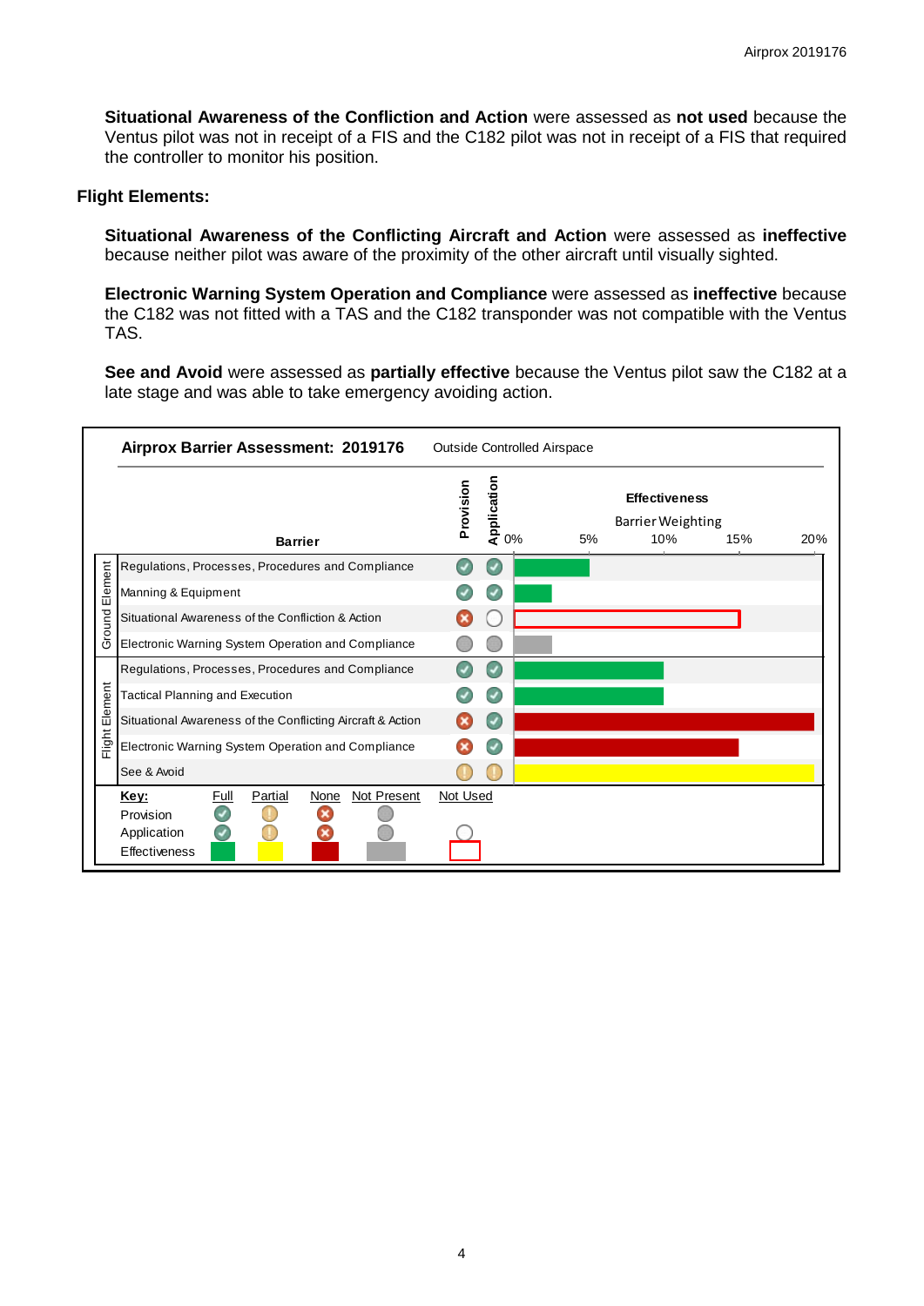**Situational Awareness of the Confliction and Action** were assessed as **not used** because the Ventus pilot was not in receipt of a FIS and the C182 pilot was not in receipt of a FIS that required the controller to monitor his position.

**Flight Elements:**

**Situational Awareness of the Conflicting Aircraft and Action** were assessed as **ineffective** because neither pilot was aware of the proximity of the other aircraft until visually sighted.

**Electronic Warning System Operation and Compliance** were assessed as **ineffective** because the C182 was not fitted with a TAS and the C182 transponder was not compatible with the Ventus TAS.

**See and Avoid** were assessed as **partially effective** because the Ventus pilot saw the C182 at a late stage and was able to take emergency avoiding action.

**Airprox Barrier Assessment: 2019176**

Outside Controlled Airspace

Barrier

Provision

Application

Effectiveness

Barrier Weighting

0%

5%

10%

15%

20%

Ground Element

Regulations, Processes, Procedures and Compliance

Manning & Equipment

Situational Awareness of the Confliction & Action

Electronic Warning System Operation and Compliance

Flight Element

Regulations, Processes, Procedures and Compliance

Tactical Planning and Execution

Situational Awareness of the Conflicting Aircraft & Action

Electronic Warning System Operation and Compliance

See & Avoid

Key: Full, Partial, None, Not Present, Not Used

Provision

Application

Effectiveness